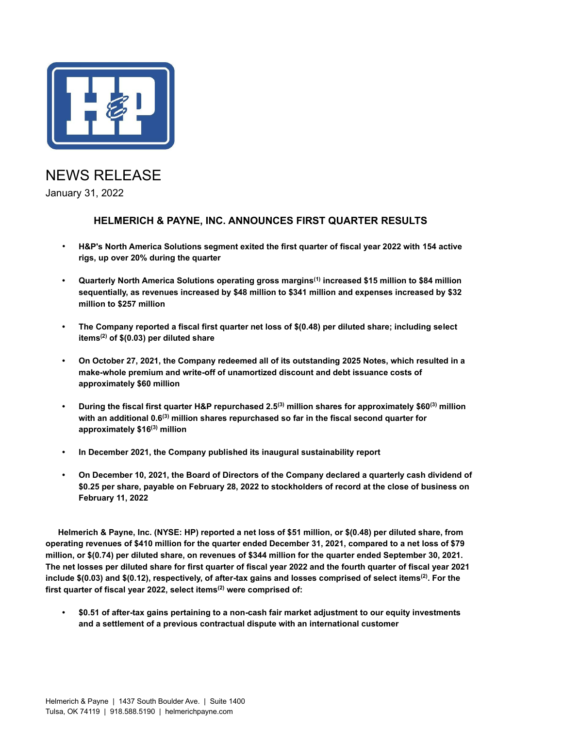NEWS RELEASE

January 31, 2022

## HELMERICH & PAYNE, INC. ANNOUNCES FIRST QUARTER RESULTS

- **H&P's North America Solutions segment exited the first quarter of fiscal year 2022 with 154 active rigs, up over 20% during the quarter**
- **Quarterly North America Solutions operating gross margins[(1)] increased $15 million to $84 million sequentially, as revenues increased by $48 million to $341 million and expenses increased by $32 million to $257 million**
- **The Company reported a fiscal first quarter net loss of $(0.48) per diluted share; including select items[(2)] of $(0.03) per diluted share**
- **On October 27, 2021, the Company redeemed all of its outstanding 2025 Notes, which resulted in a make-whole premium and write-off of unamortized discount and debt issuance costs of approximately $60 million**
- **During the fiscal first quarter H&P repurchased 2.5[(3)] million shares for approximately $60[(3)] million with an additional 0.6[(3)] million shares repurchased so far in the fiscal second quarter for approximately $16[(3)] million**
- **In December 2021, the Company published its inaugural sustainability report**
- **On December 10, 2021, the Board of Directors of the Company declared a quarterly cash dividend of $0.25 per share, payable on February 28, 2022 to stockholders of record at the close of business on February 11, 2022**

**Helmerich & Payne, Inc. (NYSE: HP) reported a net loss of $51 million, or $(0.48) per diluted share, from operating revenues of $410 million for the quarter ended December 31, 2021, compared to a net loss of $79 million, or $(0.74) per diluted share, on revenues of $344 million for the quarter ended September 30, 2021. The net losses per diluted share for first quarter of fiscal year 2022 and the fourth quarter of fiscal year 2021 include $(0.03) and $(0.12), respectively, of after-tax gains and losses comprised of select items[(2)]. For the first quarter of fiscal year 2022, select items[(2)] were comprised of:**

- **$0.51 of after-tax gains pertaining to a non-cash fair market adjustment to our equity investments and a settlement of a previous contractual dispute with an international customer**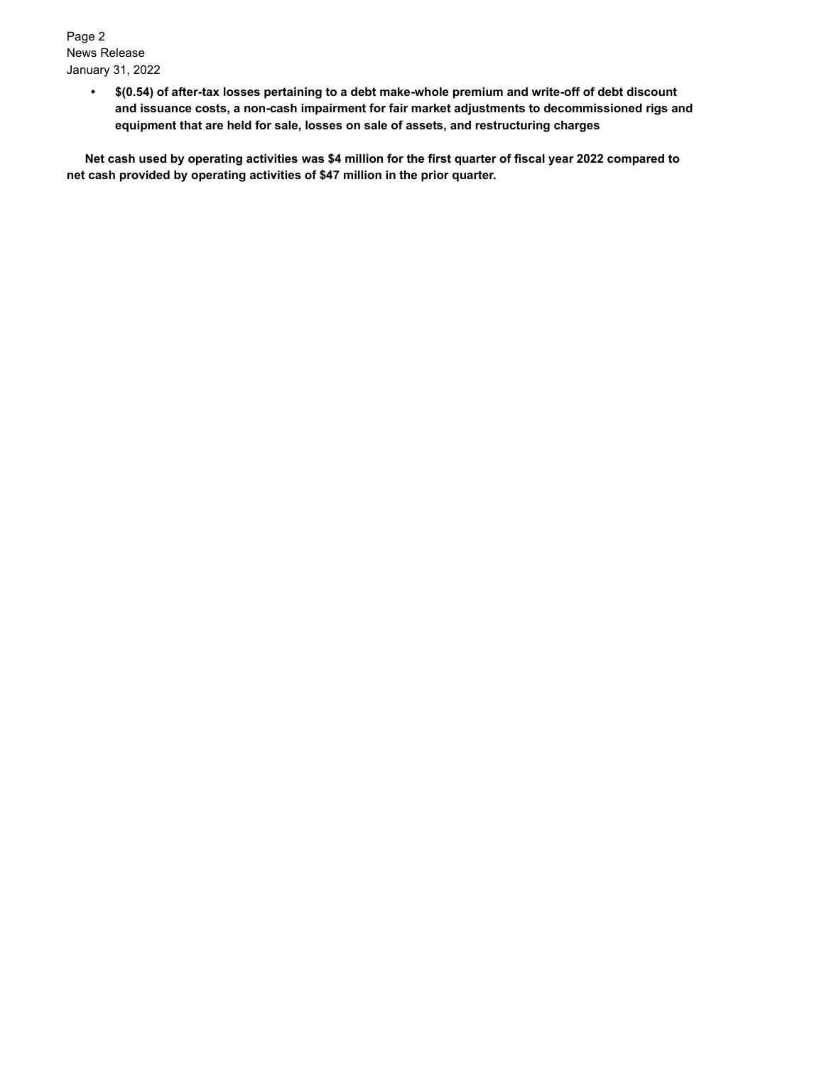- **$(0.54) of after-tax losses pertaining to a debt make-whole premium and write-off of debt discount and issuance costs, a non-cash impairment for fair market adjustments to decommissioned rigs and equipment that are held for sale, losses on sale of assets, and restructuring charges**

**Net cash used by operating activities was $4 million for the first quarter of fiscal year 2022 compared to net cash provided by operating activities of $47 million in the prior quarter.**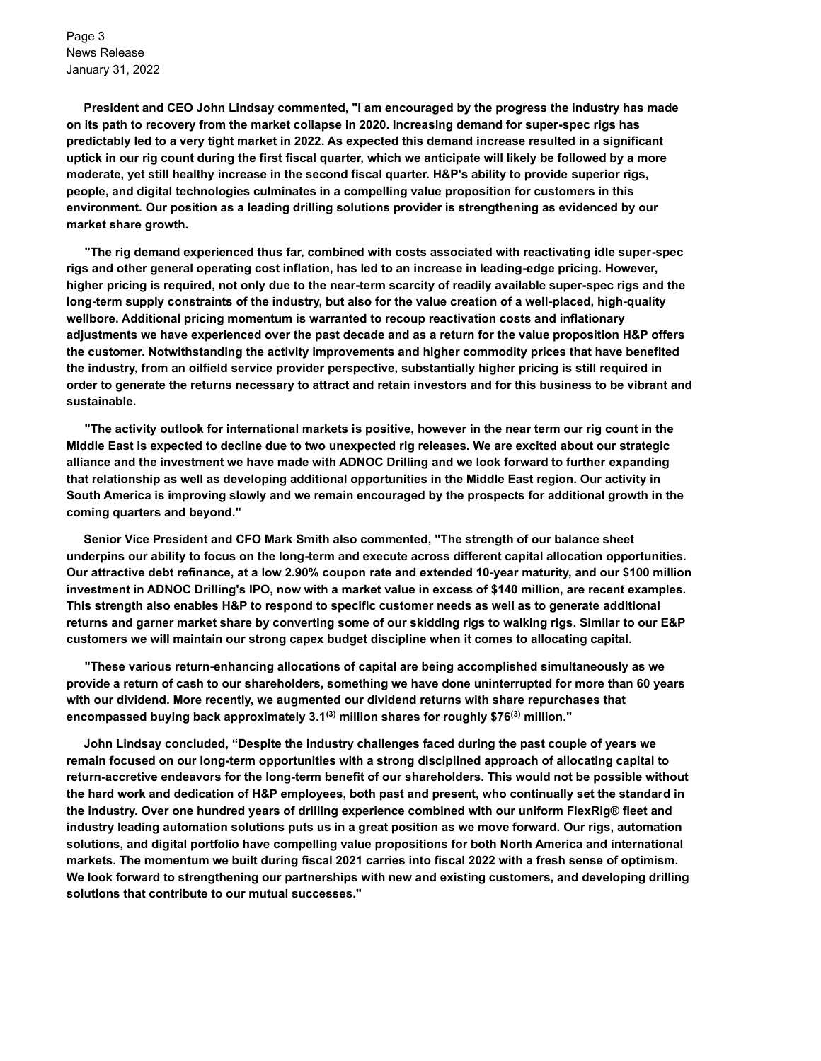**President and CEO John Lindsay commented, "I am encouraged by the progress the industry has made on its path to recovery from the market collapse in 2020. Increasing demand for super-spec rigs has predictably led to a very tight market in 2022. As expected this demand increase resulted in a significant uptick in our rig count during the first fiscal quarter, which we anticipate will likely be followed by a more moderate, yet still healthy increase in the second fiscal quarter. H&P's ability to provide superior rigs, people, and digital technologies culminates in a compelling value proposition for customers in this environment. Our position as a leading drilling solutions provider is strengthening as evidenced by our market share growth.**

**"The rig demand experienced thus far, combined with costs associated with reactivating idle super-spec rigs and other general operating cost inflation, has led to an increase in leading-edge pricing. However, higher pricing is required, not only due to the near-term scarcity of readily available super-spec rigs and the long-term supply constraints of the industry, but also for the value creation of a well-placed, high-quality wellbore. Additional pricing momentum is warranted to recoup reactivation costs and inflationary adjustments we have experienced over the past decade and as a return for the value proposition H&P offers the customer. Notwithstanding the activity improvements and higher commodity prices that have benefited the industry, from an oilfield service provider perspective, substantially higher pricing is still required in order to generate the returns necessary to attract and retain investors and for this business to be vibrant and sustainable.**

**"The activity outlook for international markets is positive, however in the near term our rig count in the Middle East is expected to decline due to two unexpected rig releases. We are excited about our strategic alliance and the investment we have made with ADNOC Drilling and we look forward to further expanding that relationship as well as developing additional opportunities in the Middle East region. Our activity in South America is improving slowly and we remain encouraged by the prospects for additional growth in the coming quarters and beyond."**

**Senior Vice President and CFO Mark Smith also commented, "The strength of our balance sheet underpins our ability to focus on the long-term and execute across different capital allocation opportunities. Our attractive debt refinance, at a low 2.90% coupon rate and extended 10-year maturity, and our $100 million investment in ADNOC Drilling's IPO, now with a market value in excess of $140 million, are recent examples. This strength also enables H&P to respond to specific customer needs as well as to generate additional returns and garner market share by converting some of our skidding rigs to walking rigs. Similar to our E&P customers we will maintain our strong capex budget discipline when it comes to allocating capital.**

**"These various return-enhancing allocations of capital are being accomplished simultaneously as we provide a return of cash to our shareholders, something we have done uninterrupted for more than 60 years with our dividend. More recently, we augmented our dividend returns with share repurchases that encompassed buying back approximately 3.1[3] million shares for roughly $76[3] million."**

**John Lindsay concluded, "Despite the industry challenges faced during the past couple of years we remain focused on our long-term opportunities with a strong disciplined approach of allocating capital to return-accretive endeavors for the long-term benefit of our shareholders. This would not be possible without the hard work and dedication of H&P employees, both past and present, who continually set the standard in the industry. Over one hundred years of drilling experience combined with our uniform FlexRig® fleet and industry leading automation solutions puts us in a great position as we move forward. Our rigs, automation solutions, and digital portfolio have compelling value propositions for both North America and international markets. The momentum we built during fiscal 2021 carries into fiscal 2022 with a fresh sense of optimism. We look forward to strengthening our partnerships with new and existing customers, and developing drilling solutions that contribute to our mutual successes."**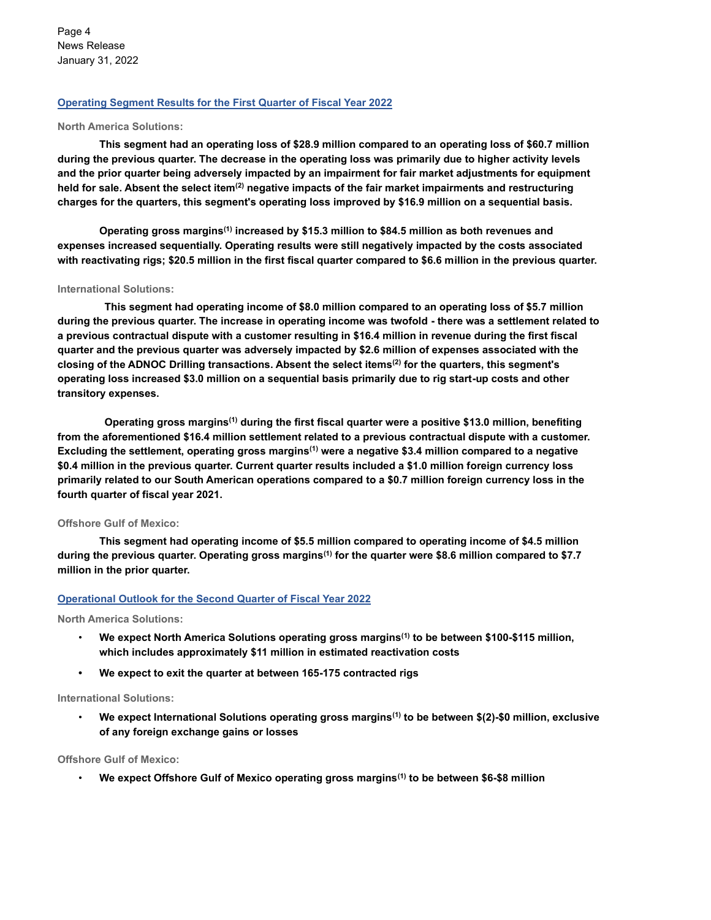## Operating Segment Results for the First Quarter of Fiscal Year 2022

### North America Solutions:

**This segment had an operating loss of $28.9 million compared to an operating loss of $60.7 million during the previous quarter. The decrease in the operating loss was primarily due to higher activity levels and the prior quarter being adversely impacted by an impairment for fair market adjustments for equipment held for sale. Absent the select item[(2)] negative impacts of the fair market impairments and restructuring charges for the quarters, this segment's operating loss improved by $16.9 million on a sequential basis.**

**Operating gross margins[(1)] increased by $15.3 million to $84.5 million as both revenues and expenses increased sequentially. Operating results were still negatively impacted by the costs associated with reactivating rigs; $20.5 million in the first fiscal quarter compared to $6.6 million in the previous quarter.**

### International Solutions:

**This segment had operating income of $8.0 million compared to an operating loss of $5.7 million during the previous quarter. The increase in operating income was twofold - there was a settlement related to a previous contractual dispute with a customer resulting in $16.4 million in revenue during the first fiscal quarter and the previous quarter was adversely impacted by $2.6 million of expenses associated with the closing of the ADNOC Drilling transactions. Absent the select items[(2)] for the quarters, this segment's operating loss increased $3.0 million on a sequential basis primarily due to rig start-up costs and other transitory expenses.**

**Operating gross margins[(1)] during the first fiscal quarter were a positive $13.0 million, benefiting from the aforementioned $16.4 million settlement related to a previous contractual dispute with a customer. Excluding the settlement, operating gross margins[(1)] were a negative $3.4 million compared to a negative $0.4 million in the previous quarter. Current quarter results included a $1.0 million foreign currency loss primarily related to our South American operations compared to a $0.7 million foreign currency loss in the fourth quarter of fiscal year 2021.**

### Offshore Gulf of Mexico:

**This segment had operating income of $5.5 million compared to operating income of $4.5 million during the previous quarter. Operating gross margins[(1)] for the quarter were $8.6 million compared to $7.7 million in the prior quarter.**

## Operational Outlook for the Second Quarter of Fiscal Year 2022

### North America Solutions:

- **We expect North America Solutions operating gross margins[(1)] to be between $100-$115 million, which includes approximately $11 million in estimated reactivation costs**
- **We expect to exit the quarter at between 165-175 contracted rigs**

### International Solutions:

- **We expect International Solutions operating gross margins[(1)] to be between $(2)-$0 million, exclusive of any foreign exchange gains or losses**

### Offshore Gulf of Mexico:

- **We expect Offshore Gulf of Mexico operating gross margins[(1)] to be between $6-$8 million**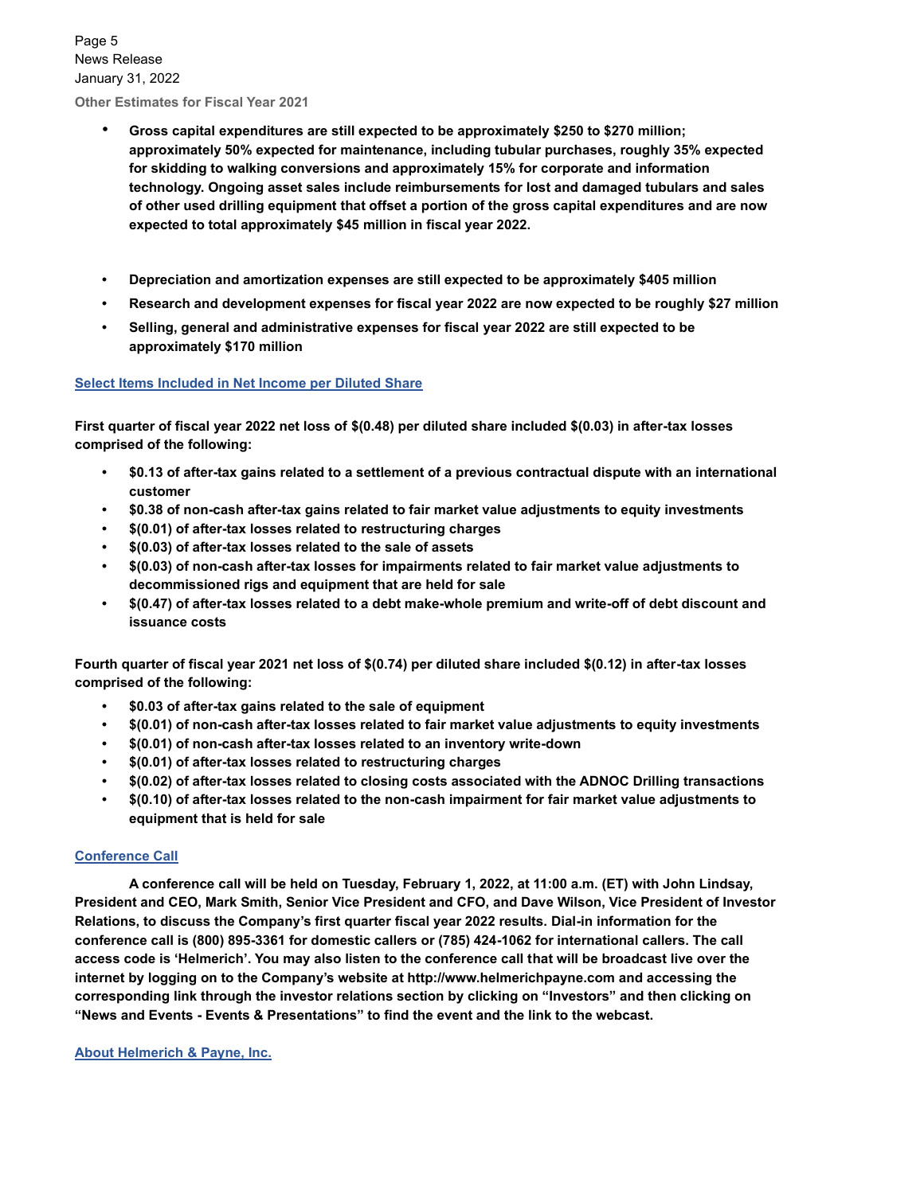**Other Estimates for Fiscal Year 2021**

- **Gross capital expenditures are still expected to be approximately $250 to $270 million; approximately 50% expected for maintenance, including tubular purchases, roughly 35% expected for skidding to walking conversions and approximately 15% for corporate and information technology. Ongoing asset sales include reimbursements for lost and damaged tubulars and sales of other used drilling equipment that offset a portion of the gross capital expenditures and are now expected to total approximately $45 million in fiscal year 2022.**
- **Depreciation and amortization expenses are still expected to be approximately $405 million**
- **Research and development expenses for fiscal year 2022 are now expected to be roughly $27 million**
- **Selling, general and administrative expenses for fiscal year 2022 are still expected to be approximately $170 million**

## Select Items Included in Net Income per Diluted Share

**First quarter of fiscal year 2022 net loss of $(0.48) per diluted share included $(0.03) in after-tax losses comprised of the following:**

- **$0.13 of after-tax gains related to a settlement of a previous contractual dispute with an international customer**
- **$0.38 of non-cash after-tax gains related to fair market value adjustments to equity investments**
- **$(0.01) of after-tax losses related to restructuring charges**
- **$(0.03) of after-tax losses related to the sale of assets**
- **$(0.03) of non-cash after-tax losses for impairments related to fair market value adjustments to decommissioned rigs and equipment that are held for sale**
- **$(0.47) of after-tax losses related to a debt make-whole premium and write-off of debt discount and issuance costs**

**Fourth quarter of fiscal year 2021 net loss of $(0.74) per diluted share included $(0.12) in after-tax losses comprised of the following:**

- **$0.03 of after-tax gains related to the sale of equipment**
- **$(0.01) of non-cash after-tax losses related to fair market value adjustments to equity investments**
- **$(0.01) of non-cash after-tax losses related to an inventory write-down**
- **$(0.01) of after-tax losses related to restructuring charges**
- **$(0.02) of after-tax losses related to closing costs associated with the ADNOC Drilling transactions**
- **$(0.10) of after-tax losses related to the non-cash impairment for fair market value adjustments to equipment that is held for sale**

## Conference Call

**A conference call will be held on Tuesday, February 1, 2022, at 11:00 a.m. (ET) with John Lindsay, President and CEO, Mark Smith, Senior Vice President and CFO, and Dave Wilson, Vice President of Investor Relations, to discuss the Company's first quarter fiscal year 2022 results. Dial-in information for the conference call is (800) 895-3361 for domestic callers or (785) 424-1062 for international callers. The call access code is 'Helmerich'. You may also listen to the conference call that will be broadcast live over the internet by logging on to the Company's website at http://www.helmerichpayne.com and accessing the corresponding link through the investor relations section by clicking on "Investors" and then clicking on "News and Events - Events & Presentations" to find the event and the link to the webcast.**

## About Helmerich & Payne, Inc.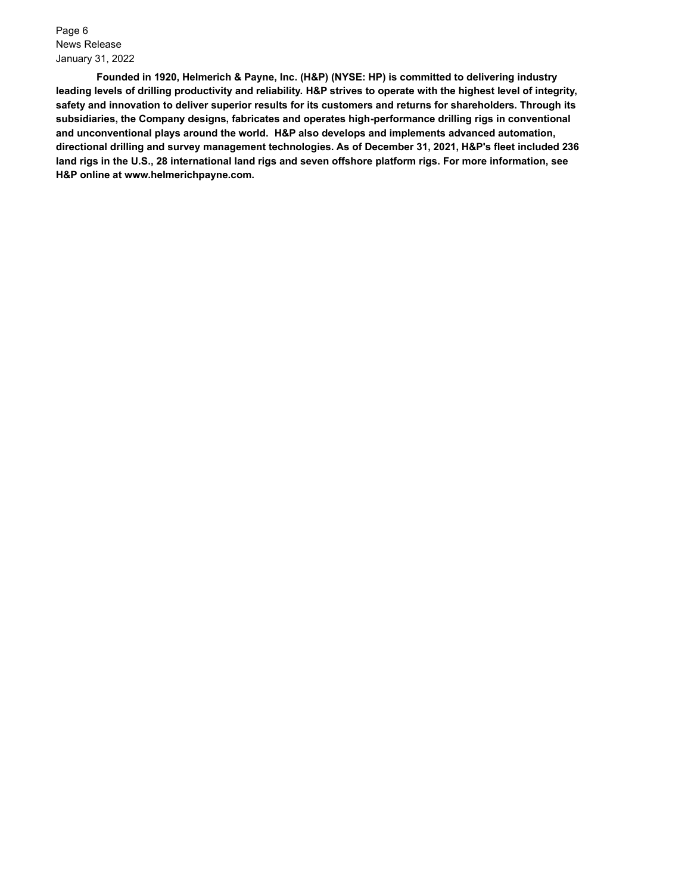**Founded in 1920, Helmerich & Payne, Inc. (H&P) (NYSE: HP) is committed to delivering industry leading levels of drilling productivity and reliability. H&P strives to operate with the highest level of integrity, safety and innovation to deliver superior results for its customers and returns for shareholders. Through its subsidiaries, the Company designs, fabricates and operates high-performance drilling rigs in conventional and unconventional plays around the world. H&P also develops and implements advanced automation, directional drilling and survey management technologies. As of December 31, 2021, H&P's fleet included 236 land rigs in the U.S., 28 international land rigs and seven offshore platform rigs. For more information, see H&P online at www.helmerichpayne.com.**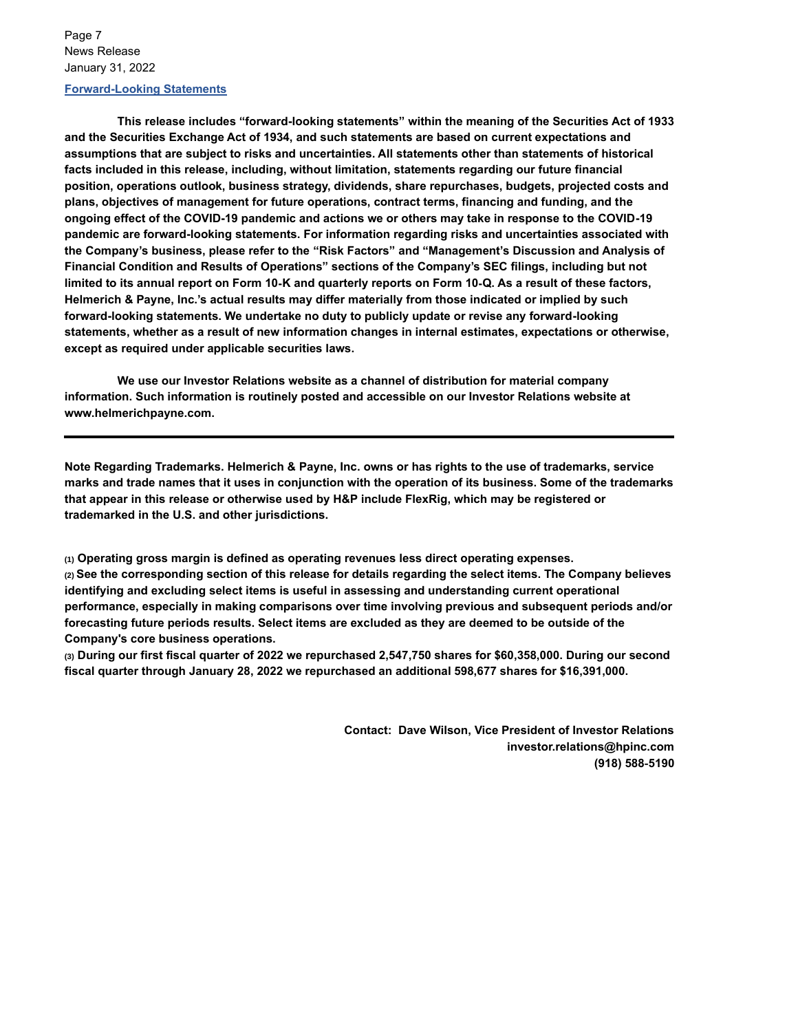## Forward-Looking Statements

**This release includes "forward-looking statements" within the meaning of the Securities Act of 1933 and the Securities Exchange Act of 1934, and such statements are based on current expectations and assumptions that are subject to risks and uncertainties. All statements other than statements of historical facts included in this release, including, without limitation, statements regarding our future financial position, operations outlook, business strategy, dividends, share repurchases, budgets, projected costs and plans, objectives of management for future operations, contract terms, financing and funding, and the ongoing effect of the COVID-19 pandemic and actions we or others may take in response to the COVID-19 pandemic are forward-looking statements. For information regarding risks and uncertainties associated with the Company's business, please refer to the "Risk Factors" and "Management's Discussion and Analysis of Financial Condition and Results of Operations" sections of the Company's SEC filings, including but not limited to its annual report on Form 10-K and quarterly reports on Form 10-Q. As a result of these factors, Helmerich & Payne, Inc.'s actual results may differ materially from those indicated or implied by such forward-looking statements. We undertake no duty to publicly update or revise any forward-looking statements, whether as a result of new information changes in internal estimates, expectations or otherwise, except as required under applicable securities laws.**

**We use our Investor Relations website as a channel of distribution for material company information. Such information is routinely posted and accessible on our Investor Relations website at www.helmerichpayne.com.**

---

**Note Regarding Trademarks. Helmerich & Payne, Inc. owns or has rights to the use of trademarks, service marks and trade names that it uses in conjunction with the operation of its business. Some of the trademarks that appear in this release or otherwise used by H&P include FlexRig, which may be registered or trademarked in the U.S. and other jurisdictions.**

**(1) Operating gross margin is defined as operating revenues less direct operating expenses.**
**(2) See the corresponding section of this release for details regarding the select items. The Company believes identifying and excluding select items is useful in assessing and understanding current operational performance, especially in making comparisons over time involving previous and subsequent periods and/or forecasting future periods results. Select items are excluded as they are deemed to be outside of the Company's core business operations.**
**(3) During our first fiscal quarter of 2022 we repurchased 2,547,750 shares for $60,358,000. During our second fiscal quarter through January 28, 2022 we repurchased an additional 598,677 shares for $16,391,000.**

**Contact: Dave Wilson, Vice President of Investor Relations**
**investor.relations@hpinc.com**
**(918) 588-5190**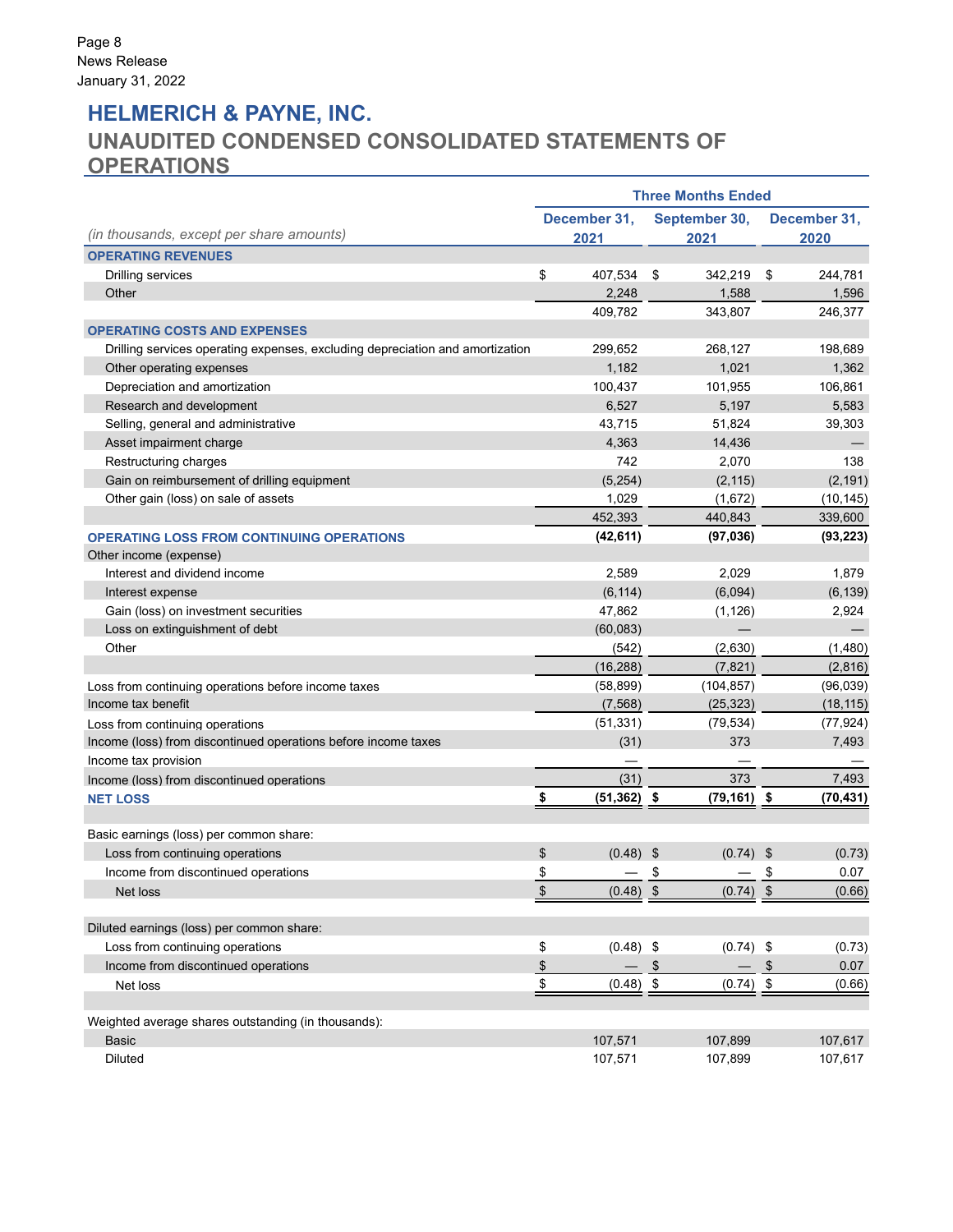Page 8
News Release
January 31, 2022

# HELMERICH & PAYNE, INC.
## UNAUDITED CONDENSED CONSOLIDATED STATEMENTS OF OPERATIONS

| *(in thousands, except per share amounts)* | Three Months Ended December 31, 2021 | Three Months Ended September 30, 2021 | Three Months Ended December 31, 2020 |
|---|---|---|---|
| **OPERATING REVENUES** | | | |
| Drilling services | $ 407,534 | $ 342,219 | $ 244,781 |
| Other | 2,248 | 1,588 | 1,596 |
| | 409,782 | 343,807 | 246,377 |
| **OPERATING COSTS AND EXPENSES** | | | |
| Drilling services operating expenses, excluding depreciation and amortization | 299,652 | 268,127 | 198,689 |
| Other operating expenses | 1,182 | 1,021 | 1,362 |
| Depreciation and amortization | 100,437 | 101,955 | 106,861 |
| Research and development | 6,527 | 5,197 | 5,583 |
| Selling, general and administrative | 43,715 | 51,824 | 39,303 |
| Asset impairment charge | 4,363 | 14,436 | — |
| Restructuring charges | 742 | 2,070 | 138 |
| Gain on reimbursement of drilling equipment | (5,254) | (2,115) | (2,191) |
| Other gain (loss) on sale of assets | 1,029 | (1,672) | (10,145) |
| | 452,393 | 440,843 | 339,600 |
| **OPERATING LOSS FROM CONTINUING OPERATIONS** | **(42,611)** | **(97,036)** | **(93,223)** |
| Other income (expense) | | | |
| Interest and dividend income | 2,589 | 2,029 | 1,879 |
| Interest expense | (6,114) | (6,094) | (6,139) |
| Gain (loss) on investment securities | 47,862 | (1,126) | 2,924 |
| Loss on extinguishment of debt | (60,083) | — | — |
| Other | (542) | (2,630) | (1,480) |
| | (16,288) | (7,821) | (2,816) |
| Loss from continuing operations before income taxes | (58,899) | (104,857) | (96,039) |
| Income tax benefit | (7,568) | (25,323) | (18,115) |
| Loss from continuing operations | (51,331) | (79,534) | (77,924) |
| Income (loss) from discontinued operations before income taxes | (31) | 373 | 7,493 |
| Income tax provision | — | — | — |
| Income (loss) from discontinued operations | (31) | 373 | 7,493 |
| **NET LOSS** | **$ (51,362)** | **$ (79,161)** | **$ (70,431)** |
| | | | |
| Basic earnings (loss) per common share: | | | |
| Loss from continuing operations | $ (0.48) | $ (0.74) | $ (0.73) |
| Income from discontinued operations | $ — | $ — | $ 0.07 |
| Net loss | $ (0.48) | $ (0.74) | $ (0.66) |
| | | | |
| Diluted earnings (loss) per common share: | | | |
| Loss from continuing operations | $ (0.48) | $ (0.74) | $ (0.73) |
| Income from discontinued operations | $ — | $ — | $ 0.07 |
| Net loss | $ (0.48) | $ (0.74) | $ (0.66) |
| | | | |
| Weighted average shares outstanding (in thousands): | | | |
| Basic | 107,571 | 107,899 | 107,617 |
| Diluted | 107,571 | 107,899 | 107,617 |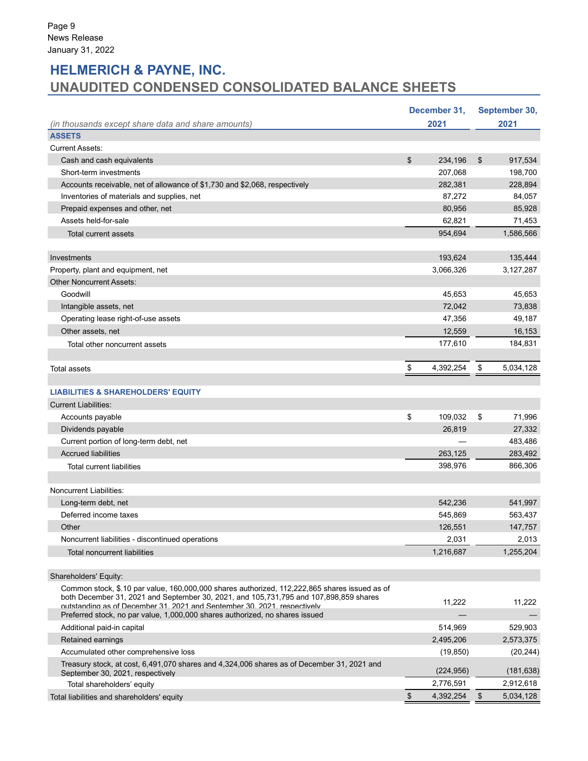Page 9
News Release
January 31, 2022

# HELMERICH & PAYNE, INC.
## UNAUDITED CONDENSED CONSOLIDATED BALANCE SHEETS

| *(in thousands except share data and share amounts)* | December 31, 2021 | September 30, 2021 |
|---|---|---|
| **ASSETS** | | |
| Current Assets: | | |
| Cash and cash equivalents | $ 234,196 | $ 917,534 |
| Short-term investments | 207,068 | 198,700 |
| Accounts receivable, net of allowance of $1,730 and $2,068, respectively | 282,381 | 228,894 |
| Inventories of materials and supplies, net | 87,272 | 84,057 |
| Prepaid expenses and other, net | 80,956 | 85,928 |
| Assets held-for-sale | 62,821 | 71,453 |
| Total current assets | 954,694 | 1,586,566 |
| | | |
| Investments | 193,624 | 135,444 |
| Property, plant and equipment, net | 3,066,326 | 3,127,287 |
| Other Noncurrent Assets: | | |
| Goodwill | 45,653 | 45,653 |
| Intangible assets, net | 72,042 | 73,838 |
| Operating lease right-of-use assets | 47,356 | 49,187 |
| Other assets, net | 12,559 | 16,153 |
| Total other noncurrent assets | 177,610 | 184,831 |
| | | |
| Total assets | $ 4,392,254 | $ 5,034,128 |
| | | |
| **LIABILITIES & SHAREHOLDERS' EQUITY** | | |
| Current Liabilities: | | |
| Accounts payable | $ 109,032 | $ 71,996 |
| Dividends payable | 26,819 | 27,332 |
| Current portion of long-term debt, net | — | 483,486 |
| Accrued liabilities | 263,125 | 283,492 |
| Total current liabilities | 398,976 | 866,306 |
| | | |
| Noncurrent Liabilities: | | |
| Long-term debt, net | 542,236 | 541,997 |
| Deferred income taxes | 545,869 | 563,437 |
| Other | 126,551 | 147,757 |
| Noncurrent liabilities - discontinued operations | 2,031 | 2,013 |
| Total noncurrent liabilities | 1,216,687 | 1,255,204 |
| | | |
| Shareholders' Equity: | | |
| Common stock, $.10 par value, 160,000,000 shares authorized, 112,222,865 shares issued as of both December 31, 2021 and September 30, 2021, and 105,731,795 and 107,898,859 shares outstanding as of December 31, 2021 and September 30, 2021, respectively | 11,222 | 11,222 |
| Preferred stock, no par value, 1,000,000 shares authorized, no shares issued | — | — |
| Additional paid-in capital | 514,969 | 529,903 |
| Retained earnings | 2,495,206 | 2,573,375 |
| Accumulated other comprehensive loss | (19,850) | (20,244) |
| Treasury stock, at cost, 6,491,070 shares and 4,324,006 shares as of December 31, 2021 and September 30, 2021, respectively | (224,956) | (181,638) |
| Total shareholders' equity | 2,776,591 | 2,912,618 |
| Total liabilities and shareholders' equity | $ 4,392,254 | $ 5,034,128 |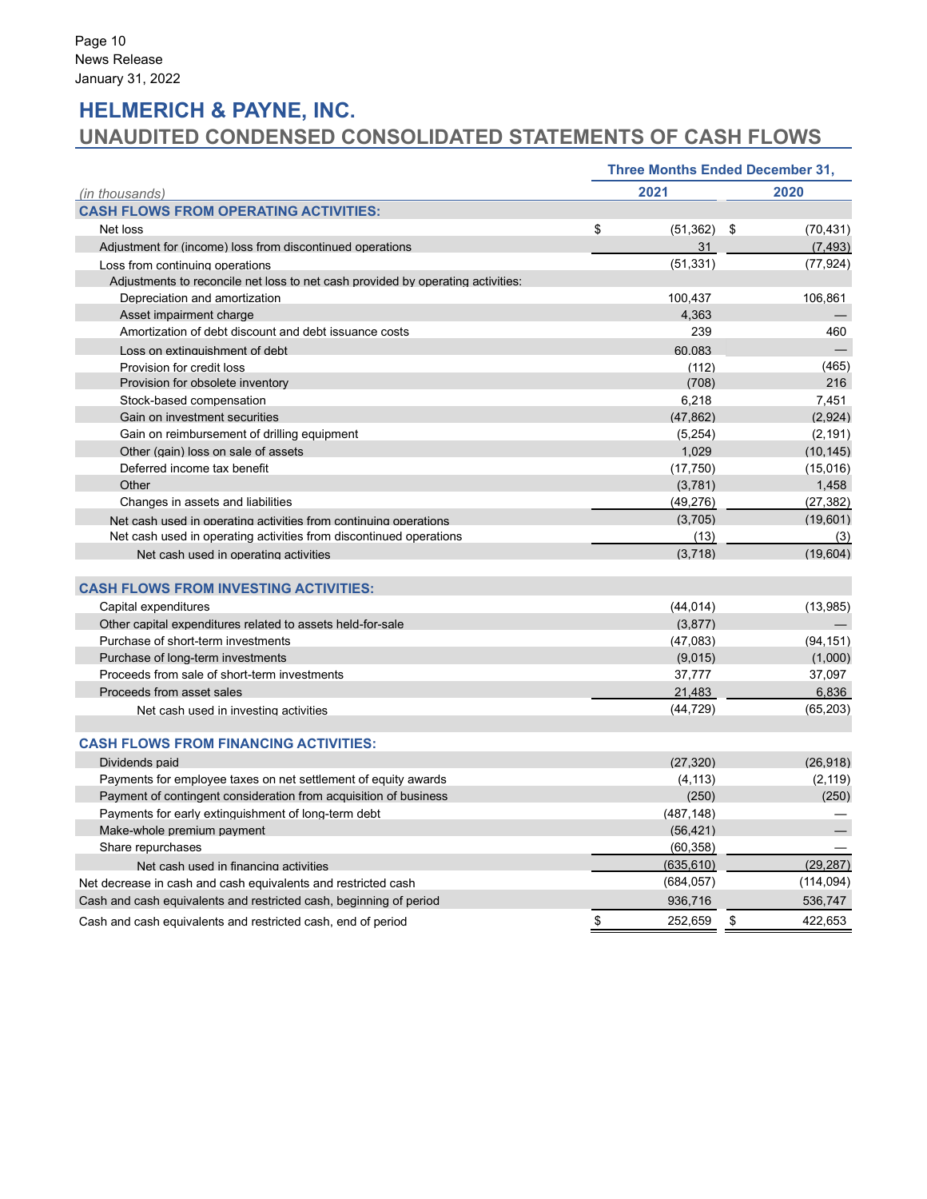# HELMERICH & PAYNE, INC.

## UNAUDITED CONDENSED CONSOLIDATED STATEMENTS OF CASH FLOWS

| *(in thousands)* | Three Months Ended December 31, 2021 | 2020 |
|---|---|---|
| **CASH FLOWS FROM OPERATING ACTIVITIES:** | | |
| Net loss | $ (51,362) | $ (70,431) |
| Adjustment for (income) loss from discontinued operations | 31 | (7,493) |
| Loss from continuing operations | (51,331) | (77,924) |
| Adjustments to reconcile net loss to net cash provided by operating activities: | | |
| Depreciation and amortization | 100,437 | 106,861 |
| Asset impairment charge | 4,363 | — |
| Amortization of debt discount and debt issuance costs | 239 | 460 |
| Loss on extinguishment of debt | 60,083 | — |
| Provision for credit loss | (112) | (465) |
| Provision for obsolete inventory | (708) | 216 |
| Stock-based compensation | 6,218 | 7,451 |
| Gain on investment securities | (47,862) | (2,924) |
| Gain on reimbursement of drilling equipment | (5,254) | (2,191) |
| Other (gain) loss on sale of assets | 1,029 | (10,145) |
| Deferred income tax benefit | (17,750) | (15,016) |
| Other | (3,781) | 1,458 |
| Changes in assets and liabilities | (49,276) | (27,382) |
| Net cash used in operating activities from continuing operations | (3,705) | (19,601) |
| Net cash used in operating activities from discontinued operations | (13) | (3) |
| Net cash used in operating activities | (3,718) | (19,604) |
| **CASH FLOWS FROM INVESTING ACTIVITIES:** | | |
| Capital expenditures | (44,014) | (13,985) |
| Other capital expenditures related to assets held-for-sale | (3,877) | — |
| Purchase of short-term investments | (47,083) | (94,151) |
| Purchase of long-term investments | (9,015) | (1,000) |
| Proceeds from sale of short-term investments | 37,777 | 37,097 |
| Proceeds from asset sales | 21,483 | 6,836 |
| Net cash used in investing activities | (44,729) | (65,203) |
| **CASH FLOWS FROM FINANCING ACTIVITIES:** | | |
| Dividends paid | (27,320) | (26,918) |
| Payments for employee taxes on net settlement of equity awards | (4,113) | (2,119) |
| Payment of contingent consideration from acquisition of business | (250) | (250) |
| Payments for early extinguishment of long-term debt | (487,148) | — |
| Make-whole premium payment | (56,421) | — |
| Share repurchases | (60,358) | — |
| Net cash used in financing activities | (635,610) | (29,287) |
| Net decrease in cash and cash equivalents and restricted cash | (684,057) | (114,094) |
| Cash and cash equivalents and restricted cash, beginning of period | 936,716 | 536,747 |
| Cash and cash equivalents and restricted cash, end of period | $ 252,659 | $ 422,653 |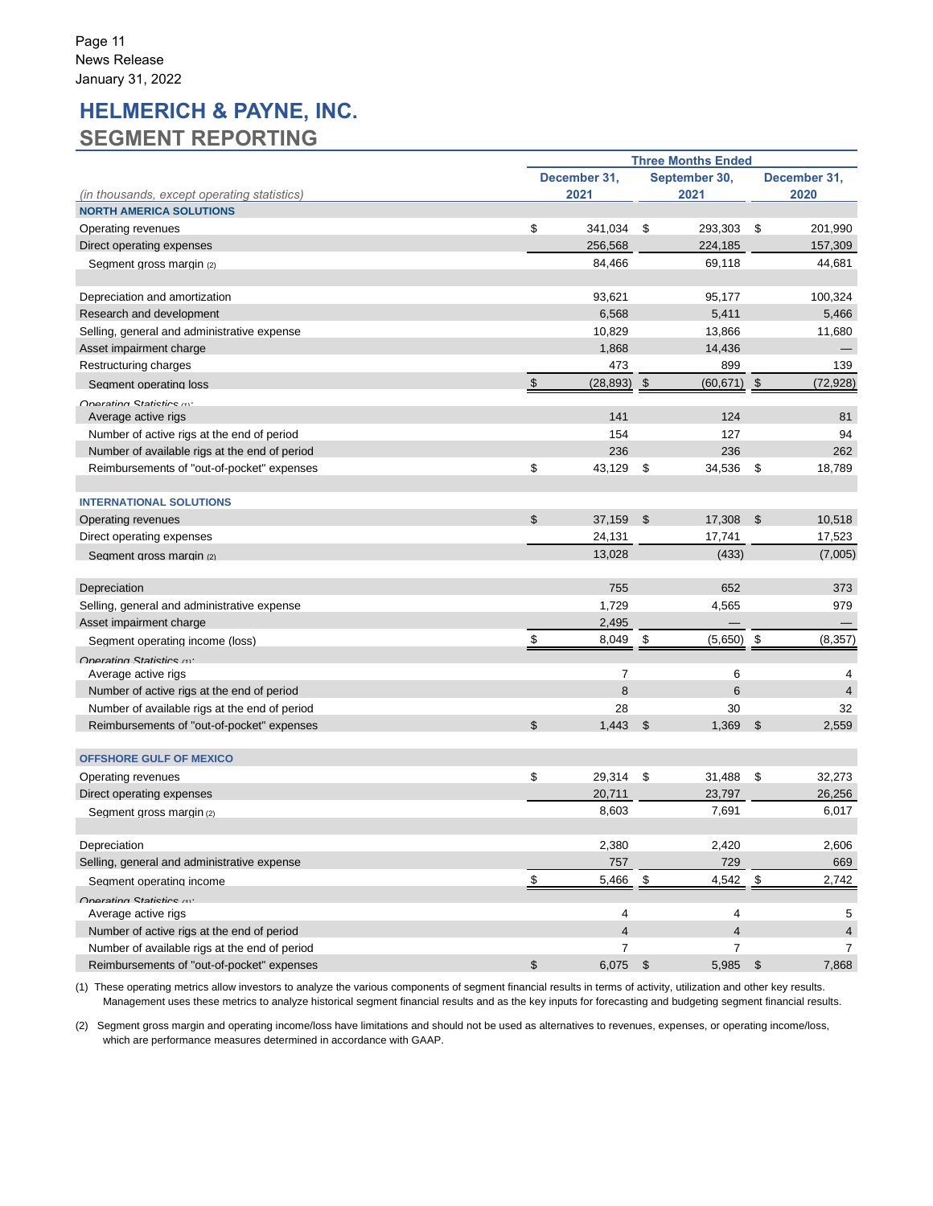# HELMERICH & PAYNE, INC.
## SEGMENT REPORTING

| (in thousands, except operating statistics) | Three Months Ended December 31, 2021 | Three Months Ended September 30, 2021 | Three Months Ended December 31, 2020 |
|---|---|---|---|
| **NORTH AMERICA SOLUTIONS** | | | |
| Operating revenues | $ 341,034 | $ 293,303 | $ 201,990 |
| Direct operating expenses | 256,568 | 224,185 | 157,309 |
| Segment gross margin (2) | 84,466 | 69,118 | 44,681 |
| | | | |
| Depreciation and amortization | 93,621 | 95,177 | 100,324 |
| Research and development | 6,568 | 5,411 | 5,466 |
| Selling, general and administrative expense | 10,829 | 13,866 | 11,680 |
| Asset impairment charge | 1,868 | 14,436 | — |
| Restructuring charges | 473 | 899 | 139 |
| Segment operating loss | $ (28,893) | $ (60,671) | $ (72,928) |
| Operating Statistics (1): | | | |
| Average active rigs | 141 | 124 | 81 |
| Number of active rigs at the end of period | 154 | 127 | 94 |
| Number of available rigs at the end of period | 236 | 236 | 262 |
| Reimbursements of "out-of-pocket" expenses | $ 43,129 | $ 34,536 | $ 18,789 |
| | | | |
| **INTERNATIONAL SOLUTIONS** | | | |
| Operating revenues | $ 37,159 | $ 17,308 | $ 10,518 |
| Direct operating expenses | 24,131 | 17,741 | 17,523 |
| Segment gross margin (2) | 13,028 | (433) | (7,005) |
| | | | |
| Depreciation | 755 | 652 | 373 |
| Selling, general and administrative expense | 1,729 | 4,565 | 979 |
| Asset impairment charge | 2,495 | — | — |
| Segment operating income (loss) | $ 8,049 | $ (5,650) | $ (8,357) |
| Operating Statistics (1): | | | |
| Average active rigs | 7 | 6 | 4 |
| Number of active rigs at the end of period | 8 | 6 | 4 |
| Number of available rigs at the end of period | 28 | 30 | 32 |
| Reimbursements of "out-of-pocket" expenses | $ 1,443 | $ 1,369 | $ 2,559 |
| | | | |
| **OFFSHORE GULF OF MEXICO** | | | |
| Operating revenues | $ 29,314 | $ 31,488 | $ 32,273 |
| Direct operating expenses | 20,711 | 23,797 | 26,256 |
| Segment gross margin (2) | 8,603 | 7,691 | 6,017 |
| | | | |
| Depreciation | 2,380 | 2,420 | 2,606 |
| Selling, general and administrative expense | 757 | 729 | 669 |
| Segment operating income | $ 5,466 | $ 4,542 | $ 2,742 |
| Operating Statistics (1): | | | |
| Average active rigs | 4 | 4 | 5 |
| Number of active rigs at the end of period | 4 | 4 | 4 |
| Number of available rigs at the end of period | 7 | 7 | 7 |
| Reimbursements of "out-of-pocket" expenses | $ 6,075 | $ 5,985 | $ 7,868 |

(1) These operating metrics allow investors to analyze the various components of segment financial results in terms of activity, utilization and other key results. Management uses these metrics to analyze historical segment financial results and as the key inputs for forecasting and budgeting segment financial results.

(2) Segment gross margin and operating income/loss have limitations and should not be used as alternatives to revenues, expenses, or operating income/loss, which are performance measures determined in accordance with GAAP.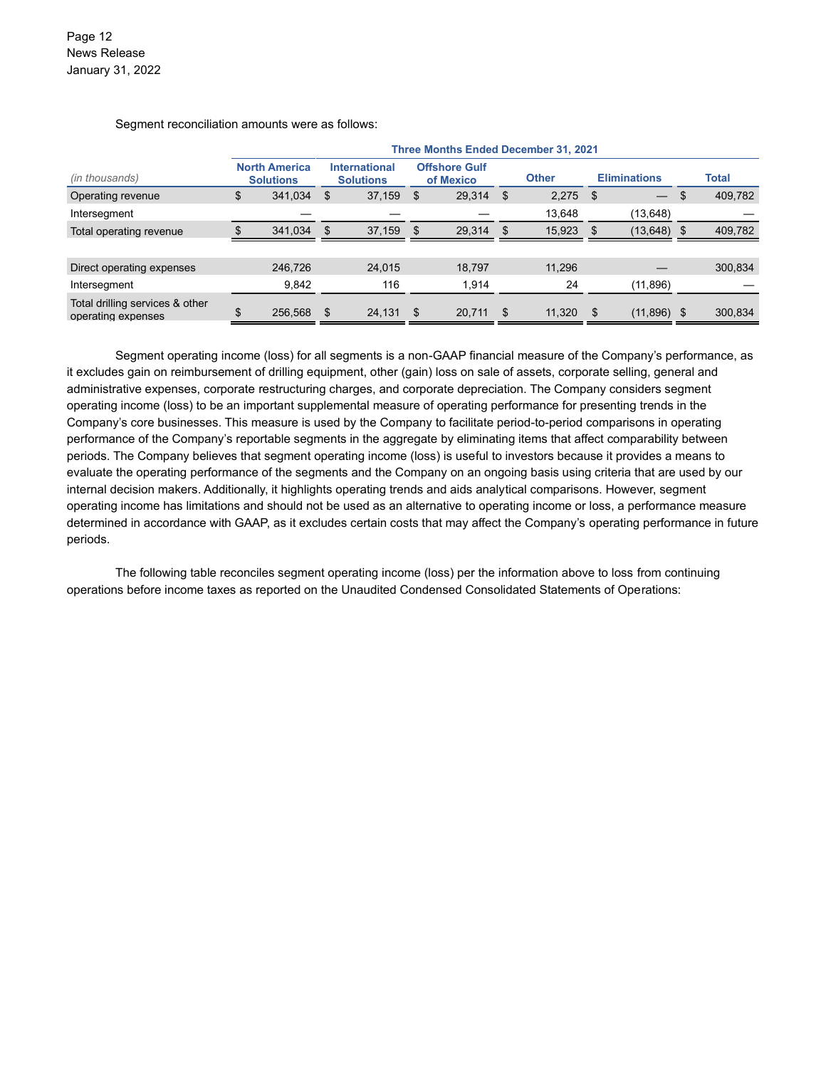Segment reconciliation amounts were as follows:

| | Three Months Ended December 31, 2021 | | | | | |
|---|---|---|---|---|---|---|
| *(in thousands)* | North America Solutions | International Solutions | Offshore Gulf of Mexico | Other | Eliminations | Total |
| Operating revenue | $ 341,034 | $ 37,159 | $ 29,314 | $ 2,275 | $ — | $ 409,782 |
| Intersegment | — | — | — | 13,648 | (13,648) | — |
| Total operating revenue | $ 341,034 | $ 37,159 | $ 29,314 | $ 15,923 | $ (13,648) | $ 409,782 |
| | | | | | | |
| Direct operating expenses | 246,726 | 24,015 | 18,797 | 11,296 | — | 300,834 |
| Intersegment | 9,842 | 116 | 1,914 | 24 | (11,896) | — |
| Total drilling services & other operating expenses | $ 256,568 | $ 24,131 | $ 20,711 | $ 11,320 | $ (11,896) | $ 300,834 |

Segment operating income (loss) for all segments is a non-GAAP financial measure of the Company's performance, as it excludes gain on reimbursement of drilling equipment, other (gain) loss on sale of assets, corporate selling, general and administrative expenses, corporate restructuring charges, and corporate depreciation. The Company considers segment operating income (loss) to be an important supplemental measure of operating performance for presenting trends in the Company's core businesses. This measure is used by the Company to facilitate period-to-period comparisons in operating performance of the Company's reportable segments in the aggregate by eliminating items that affect comparability between periods. The Company believes that segment operating income (loss) is useful to investors because it provides a means to evaluate the operating performance of the segments and the Company on an ongoing basis using criteria that are used by our internal decision makers. Additionally, it highlights operating trends and aids analytical comparisons. However, segment operating income has limitations and should not be used as an alternative to operating income or loss, a performance measure determined in accordance with GAAP, as it excludes certain costs that may affect the Company's operating performance in future periods.

The following table reconciles segment operating income (loss) per the information above to loss from continuing operations before income taxes as reported on the Unaudited Condensed Consolidated Statements of Operations: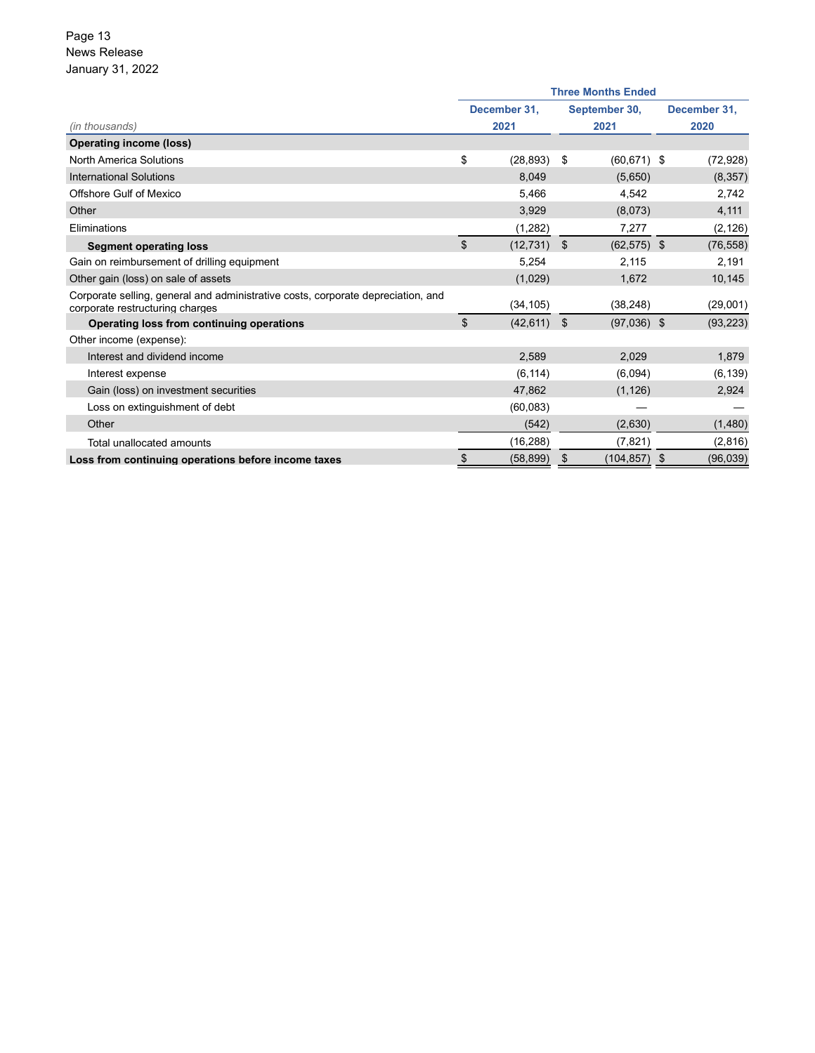| *(in thousands)* | Three Months Ended December 31, 2021 | Three Months Ended September 30, 2021 | Three Months Ended December 31, 2020 |
|---|---|---|---|
| **Operating income (loss)** | | | |
| North America Solutions | $ (28,893) | $ (60,671) | $ (72,928) |
| International Solutions | 8,049 | (5,650) | (8,357) |
| Offshore Gulf of Mexico | 5,466 | 4,542 | 2,742 |
| Other | 3,929 | (8,073) | 4,111 |
| Eliminations | (1,282) | 7,277 | (2,126) |
| **Segment operating loss** | $ (12,731) | $ (62,575) | $ (76,558) |
| Gain on reimbursement of drilling equipment | 5,254 | 2,115 | 2,191 |
| Other gain (loss) on sale of assets | (1,029) | 1,672 | 10,145 |
| Corporate selling, general and administrative costs, corporate depreciation, and corporate restructuring charges | (34,105) | (38,248) | (29,001) |
| **Operating loss from continuing operations** | $ (42,611) | $ (97,036) | $ (93,223) |
| Other income (expense): | | | |
| Interest and dividend income | 2,589 | 2,029 | 1,879 |
| Interest expense | (6,114) | (6,094) | (6,139) |
| Gain (loss) on investment securities | 47,862 | (1,126) | 2,924 |
| Loss on extinguishment of debt | (60,083) | — | — |
| Other | (542) | (2,630) | (1,480) |
| Total unallocated amounts | (16,288) | (7,821) | (2,816) |
| **Loss from continuing operations before income taxes** | $ (58,899) | $ (104,857) | $ (96,039) |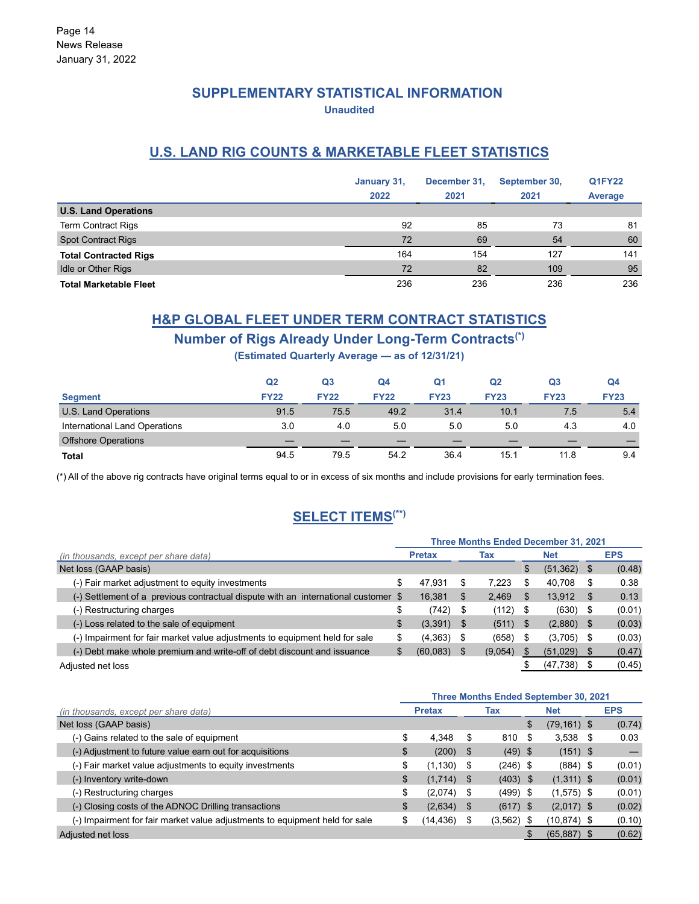## SUPPLEMENTARY STATISTICAL INFORMATION

**Unaudited**

## U.S. LAND RIG COUNTS & MARKETABLE FLEET STATISTICS

| | January 31, 2022 | December 31, 2021 | September 30, 2021 | Q1FY22 Average |
|---|---|---|---|---|
| **U.S. Land Operations** | | | | |
| Term Contract Rigs | 92 | 85 | 73 | 81 |
| Spot Contract Rigs | 72 | 69 | 54 | 60 |
| **Total Contracted Rigs** | 164 | 154 | 127 | 141 |
| Idle or Other Rigs | 72 | 82 | 109 | 95 |
| **Total Marketable Fleet** | 236 | 236 | 236 | 236 |

## H&P GLOBAL FLEET UNDER TERM CONTRACT STATISTICS

### Number of Rigs Already Under Long-Term Contracts(*)

**(Estimated Quarterly Average — as of 12/31/21)**

| Segment | Q2 FY22 | Q3 FY22 | Q4 FY22 | Q1 FY23 | Q2 FY23 | Q3 FY23 | Q4 FY23 |
|---|---|---|---|---|---|---|---|
| U.S. Land Operations | 91.5 | 75.5 | 49.2 | 31.4 | 10.1 | 7.5 | 5.4 |
| International Land Operations | 3.0 | 4.0 | 5.0 | 5.0 | 5.0 | 4.3 | 4.0 |
| Offshore Operations | — | — | — | — | — | — | — |
| **Total** | 94.5 | 79.5 | 54.2 | 36.4 | 15.1 | 11.8 | 9.4 |

(*) All of the above rig contracts have original terms equal to or in excess of six months and include provisions for early termination fees.

## SELECT ITEMS(**)

| *(in thousands, except per share data)* | Three Months Ended December 31, 2021 | | | |
|---|---|---|---|---|
| | Pretax | Tax | Net | EPS |
| Net loss (GAAP basis) | | | $ (51,362) | $ (0.48) |
| (-) Fair market adjustment to equity investments | $ 47,931 | $ 7,223 | $ 40,708 | $ 0.38 |
| (-) Settlement of a previous contractual dispute with an international customer | $ 16,381 | $ 2,469 | $ 13,912 | $ 0.13 |
| (-) Restructuring charges | $ (742) | $ (112) | $ (630) | $ (0.01) |
| (-) Loss related to the sale of equipment | $ (3,391) | $ (511) | $ (2,880) | $ (0.03) |
| (-) Impairment for fair market value adjustments to equipment held for sale | $ (4,363) | $ (658) | $ (3,705) | $ (0.03) |
| (-) Debt make whole premium and write-off of debt discount and issuance | $ (60,083) | $ (9,054) | $ (51,029) | $ (0.47) |
| Adjusted net loss | | | $ (47,738) | $ (0.45) |

| *(in thousands, except per share data)* | Three Months Ended September 30, 2021 | | | |
|---|---|---|---|---|
| | Pretax | Tax | Net | EPS |
| Net loss (GAAP basis) | | | $ (79,161) | $ (0.74) |
| (-) Gains related to the sale of equipment | $ 4,348 | $ 810 | $ 3,538 | $ 0.03 |
| (-) Adjustment to future value earn out for acquisitions | $ (200) | $ (49) | $ (151) | $ — |
| (-) Fair market value adjustments to equity investments | $ (1,130) | $ (246) | $ (884) | $ (0.01) |
| (-) Inventory write-down | $ (1,714) | $ (403) | $ (1,311) | $ (0.01) |
| (-) Restructuring charges | $ (2,074) | $ (499) | $ (1,575) | $ (0.01) |
| (-) Closing costs of the ADNOC Drilling transactions | $ (2,634) | $ (617) | $ (2,017) | $ (0.02) |
| (-) Impairment for fair market value adjustments to equipment held for sale | $ (14,436) | $ (3,562) | $ (10,874) | $ (0.10) |
| Adjusted net loss | | | $ (65,887) | $ (0.62) |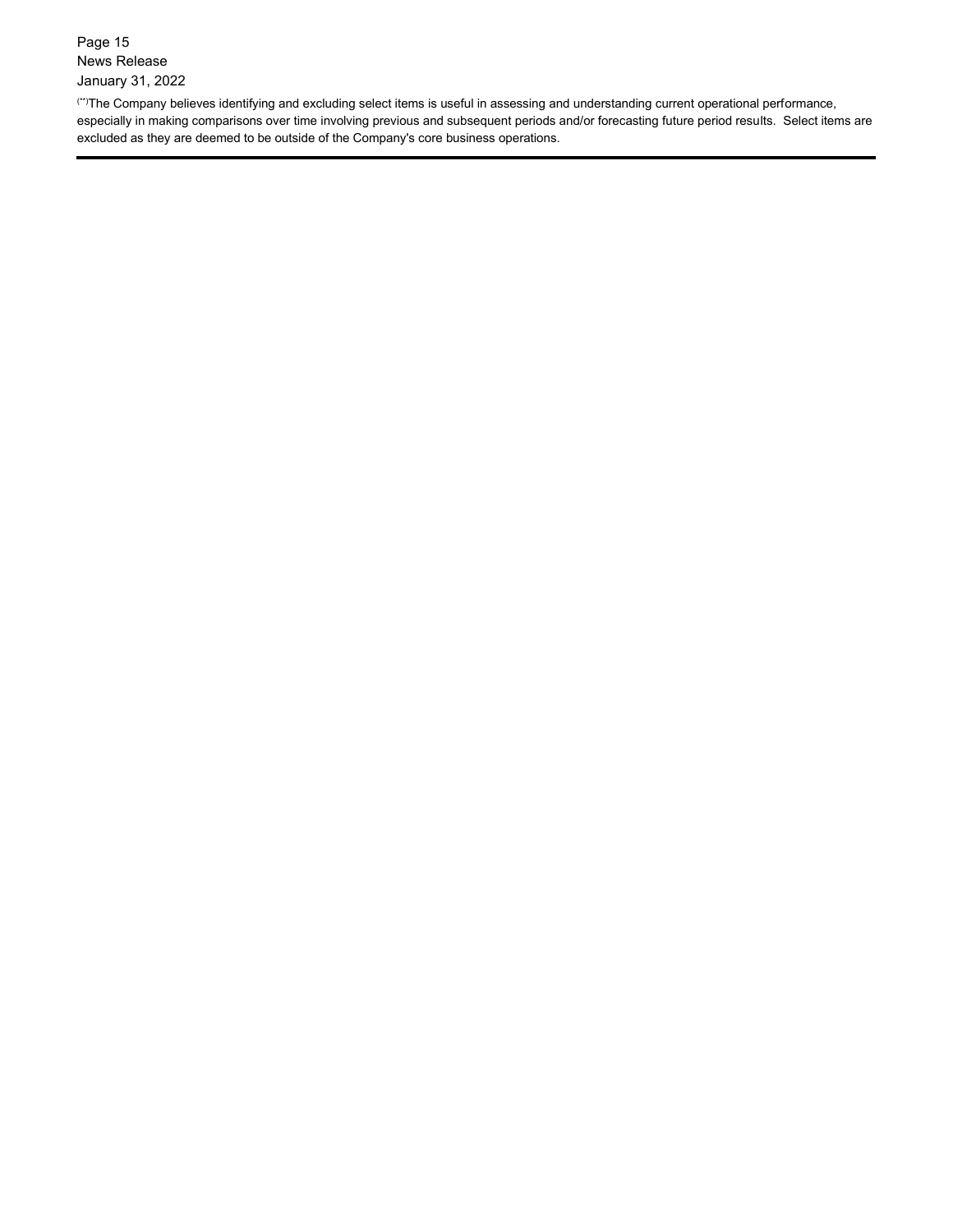(**)The Company believes identifying and excluding select items is useful in assessing and understanding current operational performance, especially in making comparisons over time involving previous and subsequent periods and/or forecasting future period results. Select items are excluded as they are deemed to be outside of the Company's core business operations.